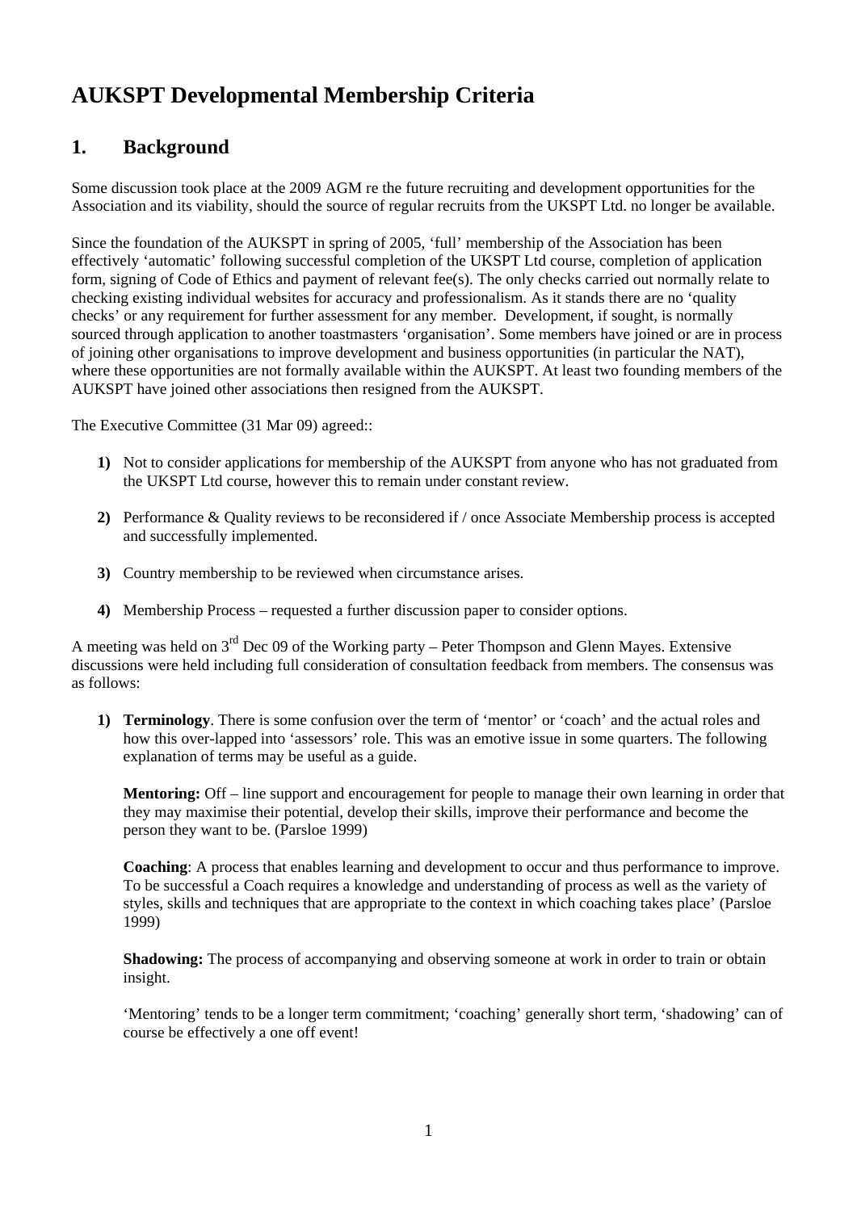# AUKSPT Developmental Membership Criteria

## 1. Background

Some discussion took place at the 2009 AGM re the future recruiting and development opportunities for the Association and its viability, should the source of regular recruits from the UKSPT Ltd. no longer be available.

Since the foundation of the AUKSPT in spring of 2005, 'full' membership of the Association has been effectively 'automatic' following successful completion of the UKSPT Ltd course, completion of application form, signing of Code of Ethics and payment of relevant fee(s). The only checks carried out normally relate to checking existing individual websites for accuracy and professionalism. As it stands there are no 'quality checks' or any requirement for further assessment for any member. Development, if sought, is normally sourced through application to another toastmasters 'organisation'. Some members have joined or are in process of joining other organisations to improve development and business opportunities (in particular the NAT), where these opportunities are not formally available within the AUKSPT. At least two founding members of the AUKSPT have joined other associations then resigned from the AUKSPT.

The Executive Committee (31 Mar 09) agreed::

1) Not to consider applications for membership of the AUKSPT from anyone who has not graduated from the UKSPT Ltd course, however this to remain under constant review.

2) Performance & Quality reviews to be reconsidered if / once Associate Membership process is accepted and successfully implemented.

3) Country membership to be reviewed when circumstance arises.

4) Membership Process – requested a further discussion paper to consider options.

A meeting was held on 3rd Dec 09 of the Working party – Peter Thompson and Glenn Mayes. Extensive discussions were held including full consideration of consultation feedback from members. The consensus was as follows:

1) **Terminology**. There is some confusion over the term of 'mentor' or 'coach' and the actual roles and how this over-lapped into 'assessors' role. This was an emotive issue in some quarters. The following explanation of terms may be useful as a guide.

   **Mentoring:** Off – line support and encouragement for people to manage their own learning in order that they may maximise their potential, develop their skills, improve their performance and become the person they want to be. (Parsloe 1999)

   **Coaching**: A process that enables learning and development to occur and thus performance to improve. To be successful a Coach requires a knowledge and understanding of process as well as the variety of styles, skills and techniques that are appropriate to the context in which coaching takes place' (Parsloe 1999)

   **Shadowing:** The process of accompanying and observing someone at work in order to train or obtain insight.

   'Mentoring' tends to be a longer term commitment; 'coaching' generally short term, 'shadowing' can of course be effectively a one off event!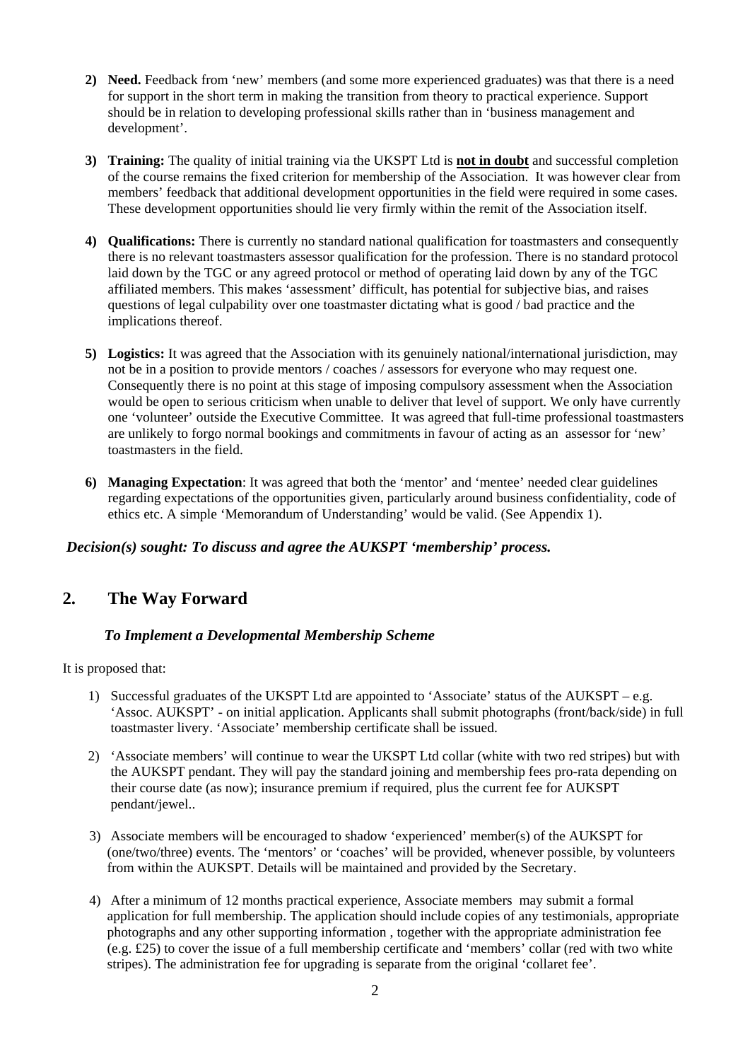2) **Need.** Feedback from 'new' members (and some more experienced graduates) was that there is a need for support in the short term in making the transition from theory to practical experience. Support should be in relation to developing professional skills rather than in 'business management and development'.

3) **Training:** The quality of initial training via the UKSPT Ltd is **<u>not in doubt</u>** and successful completion of the course remains the fixed criterion for membership of the Association. It was however clear from members' feedback that additional development opportunities in the field were required in some cases. These development opportunities should lie very firmly within the remit of the Association itself.

4) **Qualifications:** There is currently no standard national qualification for toastmasters and consequently there is no relevant toastmasters assessor qualification for the profession. There is no standard protocol laid down by the TGC or any agreed protocol or method of operating laid down by any of the TGC affiliated members. This makes 'assessment' difficult, has potential for subjective bias, and raises questions of legal culpability over one toastmaster dictating what is good / bad practice and the implications thereof.

5) **Logistics:** It was agreed that the Association with its genuinely national/international jurisdiction, may not be in a position to provide mentors / coaches / assessors for everyone who may request one. Consequently there is no point at this stage of imposing compulsory assessment when the Association would be open to serious criticism when unable to deliver that level of support. We only have currently one 'volunteer' outside the Executive Committee. It was agreed that full-time professional toastmasters are unlikely to forgo normal bookings and commitments in favour of acting as an assessor for 'new' toastmasters in the field.

6) **Managing Expectation**: It was agreed that both the 'mentor' and 'mentee' needed clear guidelines regarding expectations of the opportunities given, particularly around business confidentiality, code of ethics etc. A simple 'Memorandum of Understanding' would be valid. (See Appendix 1).

***Decision(s) sought: To discuss and agree the AUKSPT 'membership' process.***

## 2. The Way Forward

***To Implement a Developmental Membership Scheme***

It is proposed that:

1) Successful graduates of the UKSPT Ltd are appointed to 'Associate' status of the AUKSPT – e.g. 'Assoc. AUKSPT' - on initial application. Applicants shall submit photographs (front/back/side) in full toastmaster livery. 'Associate' membership certificate shall be issued.

2) 'Associate members' will continue to wear the UKSPT Ltd collar (white with two red stripes) but with the AUKSPT pendant. They will pay the standard joining and membership fees pro-rata depending on their course date (as now); insurance premium if required, plus the current fee for AUKSPT pendant/jewel..

3) Associate members will be encouraged to shadow 'experienced' member(s) of the AUKSPT for (one/two/three) events. The 'mentors' or 'coaches' will be provided, whenever possible, by volunteers from within the AUKSPT. Details will be maintained and provided by the Secretary.

4) After a minimum of 12 months practical experience, Associate members may submit a formal application for full membership. The application should include copies of any testimonials, appropriate photographs and any other supporting information , together with the appropriate administration fee (e.g. £25) to cover the issue of a full membership certificate and 'members' collar (red with two white stripes). The administration fee for upgrading is separate from the original 'collaret fee'.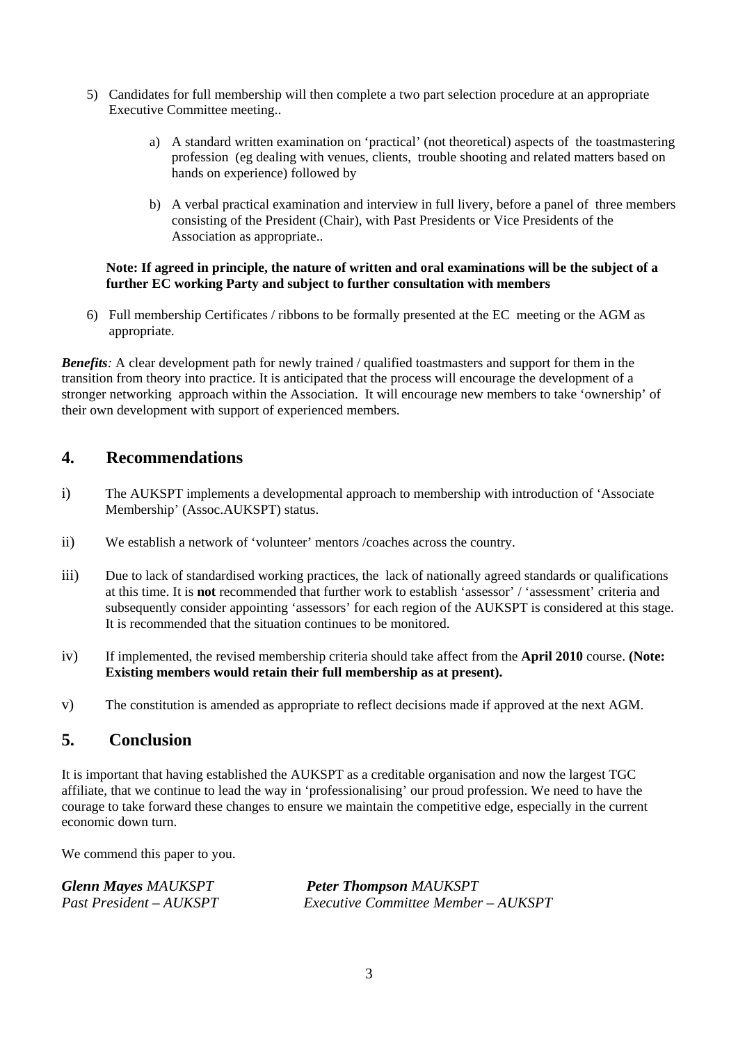5) Candidates for full membership will then complete a two part selection procedure at an appropriate Executive Committee meeting..

   a) A standard written examination on 'practical' (not theoretical) aspects of the toastmastering profession (eg dealing with venues, clients, trouble shooting and related matters based on hands on experience) followed by

   b) A verbal practical examination and interview in full livery, before a panel of three members consisting of the President (Chair), with Past Presidents or Vice Presidents of the Association as appropriate..

   **Note: If agreed in principle, the nature of written and oral examinations will be the subject of a further EC working Party and subject to further consultation with members**

6) Full membership Certificates / ribbons to be formally presented at the EC meeting or the AGM as appropriate.

***Benefits**:* A clear development path for newly trained / qualified toastmasters and support for them in the transition from theory into practice. It is anticipated that the process will encourage the development of a stronger networking approach within the Association. It will encourage new members to take 'ownership' of their own development with support of experienced members.

## 4. Recommendations

i) The AUKSPT implements a developmental approach to membership with introduction of 'Associate Membership' (Assoc.AUKSPT) status.

ii) We establish a network of 'volunteer' mentors /coaches across the country.

iii) Due to lack of standardised working practices, the lack of nationally agreed standards or qualifications at this time. It is **not** recommended that further work to establish 'assessor' / 'assessment' criteria and subsequently consider appointing 'assessors' for each region of the AUKSPT is considered at this stage. It is recommended that the situation continues to be monitored.

iv) If implemented, the revised membership criteria should take affect from the **April 2010** course. **(Note: Existing members would retain their full membership as at present).**

v) The constitution is amended as appropriate to reflect decisions made if approved at the next AGM.

## 5. Conclusion

It is important that having established the AUKSPT as a creditable organisation and now the largest TGC affiliate, that we continue to lead the way in 'professionalising' our proud profession. We need to have the courage to take forward these changes to ensure we maintain the competitive edge, especially in the current economic down turn.

We commend this paper to you.

***Glenn Mayes** MAUKSPT*
*Past President – AUKSPT*

***Peter Thompson** MAUKSPT*
*Executive Committee Member – AUKSPT*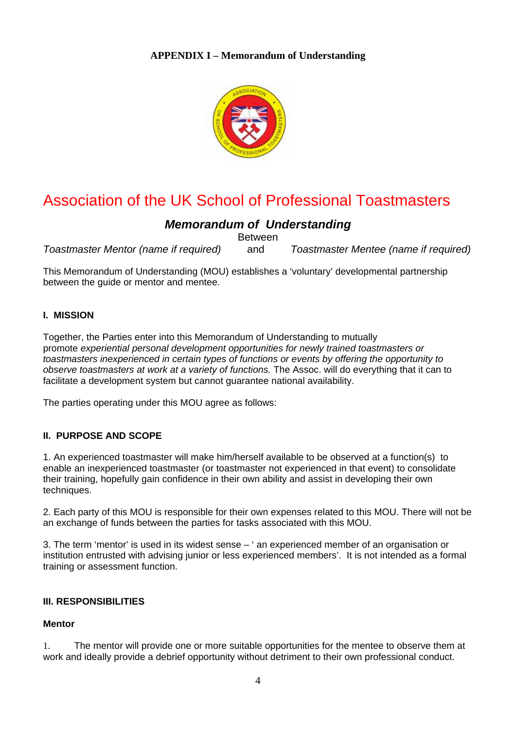**APPENDIX I – Memorandum of Understanding**

# Association of the UK School of Professional Toastmasters

## *Memorandum of Understanding*

Between

*Toastmaster Mentor (name if required)* and *Toastmaster Mentee (name if required)*

This Memorandum of Understanding (MOU) establishes a 'voluntary' developmental partnership between the guide or mentor and mentee.

### I. MISSION

Together, the Parties enter into this Memorandum of Understanding to mutually promote *experiential personal development opportunities for newly trained toastmasters or toastmasters inexperienced in certain types of functions or events by offering the opportunity to observe toastmasters at work at a variety of functions.* The Assoc. will do everything that it can to facilitate a development system but cannot guarantee national availability.

The parties operating under this MOU agree as follows:

### II. PURPOSE AND SCOPE

1. An experienced toastmaster will make him/herself available to be observed at a function(s) to enable an inexperienced toastmaster (or toastmaster not experienced in that event) to consolidate their training, hopefully gain confidence in their own ability and assist in developing their own techniques.

2. Each party of this MOU is responsible for their own expenses related to this MOU. There will not be an exchange of funds between the parties for tasks associated with this MOU.

3. The term 'mentor' is used in its widest sense – ' an experienced member of an organisation or institution entrusted with advising junior or less experienced members'. It is not intended as a formal training or assessment function.

### III. RESPONSIBILITIES

**Mentor**

1. The mentor will provide one or more suitable opportunities for the mentee to observe them at work and ideally provide a debrief opportunity without detriment to their own professional conduct.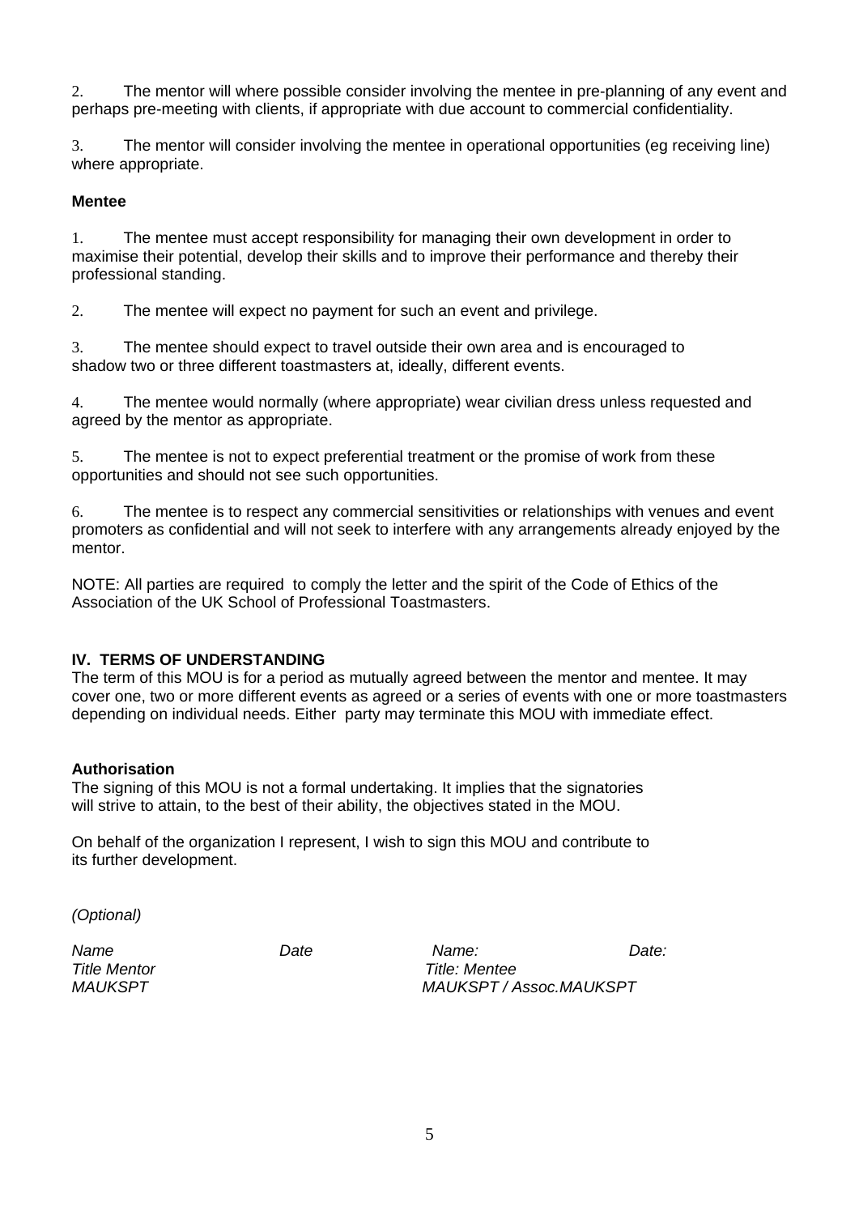2. The mentor will where possible consider involving the mentee in pre-planning of any event and perhaps pre-meeting with clients, if appropriate with due account to commercial confidentiality.

3. The mentor will consider involving the mentee in operational opportunities (eg receiving line) where appropriate.

**Mentee**

1. The mentee must accept responsibility for managing their own development in order to maximise their potential, develop their skills and to improve their performance and thereby their professional standing.

2. The mentee will expect no payment for such an event and privilege.

3. The mentee should expect to travel outside their own area and is encouraged to shadow two or three different toastmasters at, ideally, different events.

4. The mentee would normally (where appropriate) wear civilian dress unless requested and agreed by the mentor as appropriate.

5. The mentee is not to expect preferential treatment or the promise of work from these opportunities and should not see such opportunities.

6. The mentee is to respect any commercial sensitivities or relationships with venues and event promoters as confidential and will not seek to interfere with any arrangements already enjoyed by the mentor.

NOTE: All parties are required to comply the letter and the spirit of the Code of Ethics of the Association of the UK School of Professional Toastmasters.

### IV. TERMS OF UNDERSTANDING

The term of this MOU is for a period as mutually agreed between the mentor and mentee. It may cover one, two or more different events as agreed or a series of events with one or more toastmasters depending on individual needs. Either party may terminate this MOU with immediate effect.

**Authorisation**

The signing of this MOU is not a formal undertaking. It implies that the signatories will strive to attain, to the best of their ability, the objectives stated in the MOU.

On behalf of the organization I represent, I wish to sign this MOU and contribute to its further development.

*(Optional)*

| | | | |
|---|---|---|---|
| *Name* | *Date* | *Name:* | *Date:* |
| *Title Mentor* | | *Title: Mentee* | |
| *MAUKSPT* | | *MAUKSPT / Assoc.MAUKSPT* | |